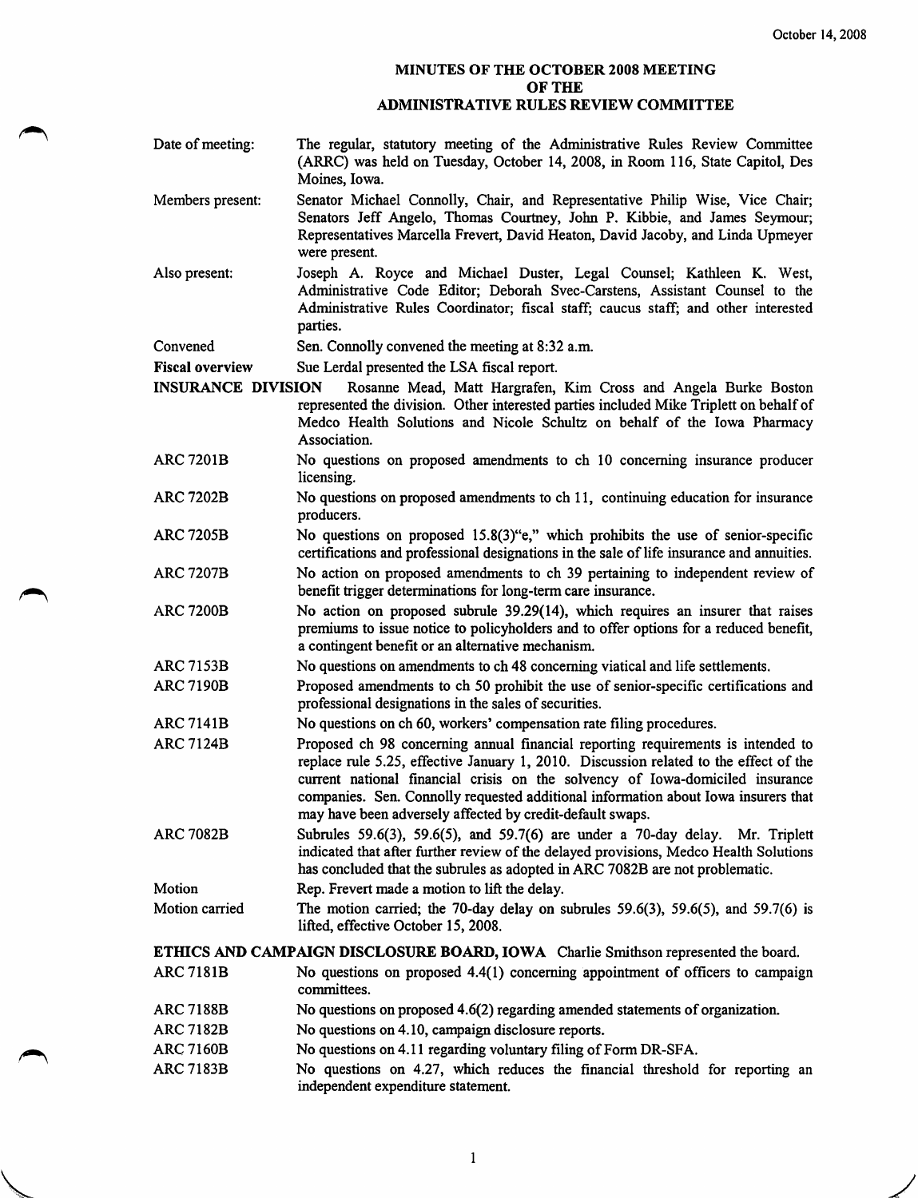October 14, 2008

# MINUTES OF THE OCTOBER 2008 MEETING OF THE ADMINISTRATIVE RULES REVIEW COMMITTEE

| | |
|---|---|
| Date of meeting: | The regular, statutory meeting of the Administrative Rules Review Committee (ARRC) was held on Tuesday, October 14, 2008, in Room 116, State Capitol, Des Moines, Iowa. |
| Members present: | Senator Michael Connolly, Chair, and Representative Philip Wise, Vice Chair; Senators Jeff Angelo, Thomas Courtney, John P. Kibbie, and James Seymour; Representatives Marcella Frevert, David Heaton, David Jacoby, and Linda Upmeyer were present. |
| Also present: | Joseph A. Royce and Michael Duster, Legal Counsel; Kathleen K. West, Administrative Code Editor; Deborah Svec-Carstens, Assistant Counsel to the Administrative Rules Coordinator; fiscal staff; caucus staff; and other interested parties. |
| Convened | Sen. Connolly convened the meeting at 8:32 a.m. |
| **Fiscal overview** | Sue Lerdal presented the LSA fiscal report. |

**INSURANCE DIVISION** Rosanne Mead, Matt Hargrafen, Kim Cross and Angela Burke Boston represented the division. Other interested parties included Mike Triplett on behalf of Medco Health Solutions and Nicole Schultz on behalf of the Iowa Pharmacy Association.

| | |
|---|---|
| ARC 7201B | No questions on proposed amendments to ch 10 concerning insurance producer licensing. |
| ARC 7202B | No questions on proposed amendments to ch 11, continuing education for insurance producers. |
| ARC 7205B | No questions on proposed 15.8(3)"e," which prohibits the use of senior-specific certifications and professional designations in the sale of life insurance and annuities. |
| ARC 7207B | No action on proposed amendments to ch 39 pertaining to independent review of benefit trigger determinations for long-term care insurance. |
| ARC 7200B | No action on proposed subrule 39.29(14), which requires an insurer that raises premiums to issue notice to policyholders and to offer options for a reduced benefit, a contingent benefit or an alternative mechanism. |
| ARC 7153B | No questions on amendments to ch 48 concerning viatical and life settlements. |
| ARC 7190B | Proposed amendments to ch 50 prohibit the use of senior-specific certifications and professional designations in the sales of securities. |
| ARC 7141B | No questions on ch 60, workers' compensation rate filing procedures. |
| ARC 7124B | Proposed ch 98 concerning annual financial reporting requirements is intended to replace rule 5.25, effective January 1, 2010. Discussion related to the effect of the current national financial crisis on the solvency of Iowa-domiciled insurance companies. Sen. Connolly requested additional information about Iowa insurers that may have been adversely affected by credit-default swaps. |
| ARC 7082B | Subrules 59.6(3), 59.6(5), and 59.7(6) are under a 70-day delay. Mr. Triplett indicated that after further review of the delayed provisions, Medco Health Solutions has concluded that the subrules as adopted in ARC 7082B are not problematic. |
| Motion | Rep. Frevert made a motion to lift the delay. |
| Motion carried | The motion carried; the 70-day delay on subrules 59.6(3), 59.6(5), and 59.7(6) is lifted, effective October 15, 2008. |

**ETHICS AND CAMPAIGN DISCLOSURE BOARD, IOWA** Charlie Smithson represented the board.

| | |
|---|---|
| ARC 7181B | No questions on proposed 4.4(1) concerning appointment of officers to campaign committees. |
| ARC 7188B | No questions on proposed 4.6(2) regarding amended statements of organization. |
| ARC 7182B | No questions on 4.10, campaign disclosure reports. |
| ARC 7160B | No questions on 4.11 regarding voluntary filing of Form DR-SFA. |
| ARC 7183B | No questions on 4.27, which reduces the financial threshold for reporting an independent expenditure statement. |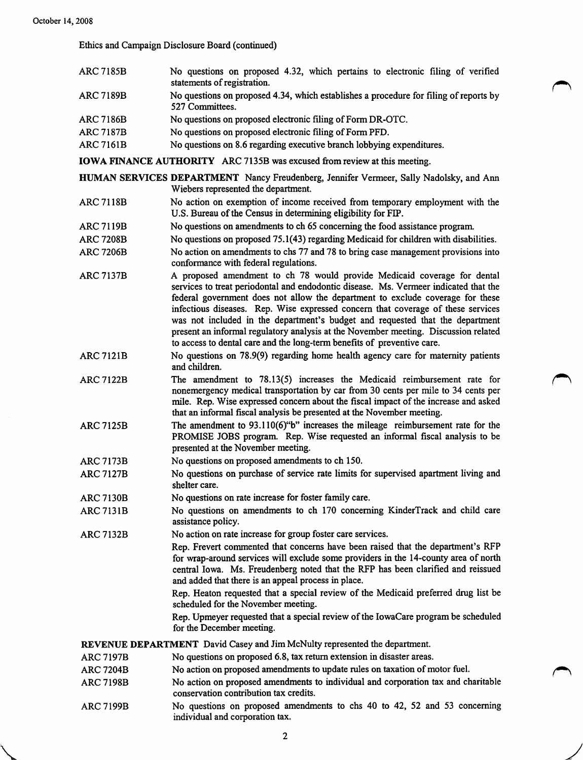Ethics and Campaign Disclosure Board (continued)

| | |
|---|---|
| ARC 7185B | No questions on proposed 4.32, which pertains to electronic filing of verified statements of registration. |
| ARC 7189B | No questions on proposed 4.34, which establishes a procedure for filing of reports by 527 Committees. |
| ARC 7186B | No questions on proposed electronic filing of Form DR-OTC. |
| ARC 7187B | No questions on proposed electronic filing of Form PFD. |
| ARC 7161B | No questions on 8.6 regarding executive branch lobbying expenditures. |

**IOWA FINANCE AUTHORITY** ARC 7135B was excused from review at this meeting.

**HUMAN SERVICES DEPARTMENT** Nancy Freudenberg, Jennifer Vermeer, Sally Nadolsky, and Ann Wiebers represented the department.

| | |
|---|---|
| ARC 7118B | No action on exemption of income received from temporary employment with the U.S. Bureau of the Census in determining eligibility for FIP. |
| ARC 7119B | No questions on amendments to ch 65 concerning the food assistance program. |
| ARC 7208B | No questions on proposed 75.1(43) regarding Medicaid for children with disabilities. |
| ARC 7206B | No action on amendments to chs 77 and 78 to bring case management provisions into conformance with federal regulations. |
| ARC 7137B | A proposed amendment to ch 78 would provide Medicaid coverage for dental services to treat periodontal and endodontic disease. Ms. Vermeer indicated that the federal government does not allow the department to exclude coverage for these infectious diseases. Rep. Wise expressed concern that coverage of these services was not included in the department's budget and requested that the department present an informal regulatory analysis at the November meeting. Discussion related to access to dental care and the long-term benefits of preventive care. |
| ARC 7121B | No questions on 78.9(9) regarding home health agency care for maternity patients and children. |
| ARC 7122B | The amendment to 78.13(5) increases the Medicaid reimbursement rate for nonemergency medical transportation by car from 30 cents per mile to 34 cents per mile. Rep. Wise expressed concern about the fiscal impact of the increase and asked that an informal fiscal analysis be presented at the November meeting. |
| ARC 7125B | The amendment to 93.110(6)"b" increases the mileage reimbursement rate for the PROMISE JOBS program. Rep. Wise requested an informal fiscal analysis to be presented at the November meeting. |
| ARC 7173B | No questions on proposed amendments to ch 150. |
| ARC 7127B | No questions on purchase of service rate limits for supervised apartment living and shelter care. |
| ARC 7130B | No questions on rate increase for foster family care. |
| ARC 7131B | No questions on amendments to ch 170 concerning KinderTrack and child care assistance policy. |
| ARC 7132B | No action on rate increase for group foster care services. |

Rep. Frevert commented that concerns have been raised that the department's RFP for wrap-around services will exclude some providers in the 14-county area of north central Iowa. Ms. Freudenberg noted that the RFP has been clarified and reissued and added that there is an appeal process in place.

Rep. Heaton requested that a special review of the Medicaid preferred drug list be scheduled for the November meeting.

Rep. Upmeyer requested that a special review of the IowaCare program be scheduled for the December meeting.

**REVENUE DEPARTMENT** David Casey and Jim McNulty represented the department.

| | |
|---|---|
| ARC 7197B | No questions on proposed 6.8, tax return extension in disaster areas. |
| ARC 7204B | No action on proposed amendments to update rules on taxation of motor fuel. |
| ARC 7198B | No action on proposed amendments to individual and corporation tax and charitable conservation contribution tax credits. |
| ARC 7199B | No questions on proposed amendments to chs 40 to 42, 52 and 53 concerning individual and corporation tax. |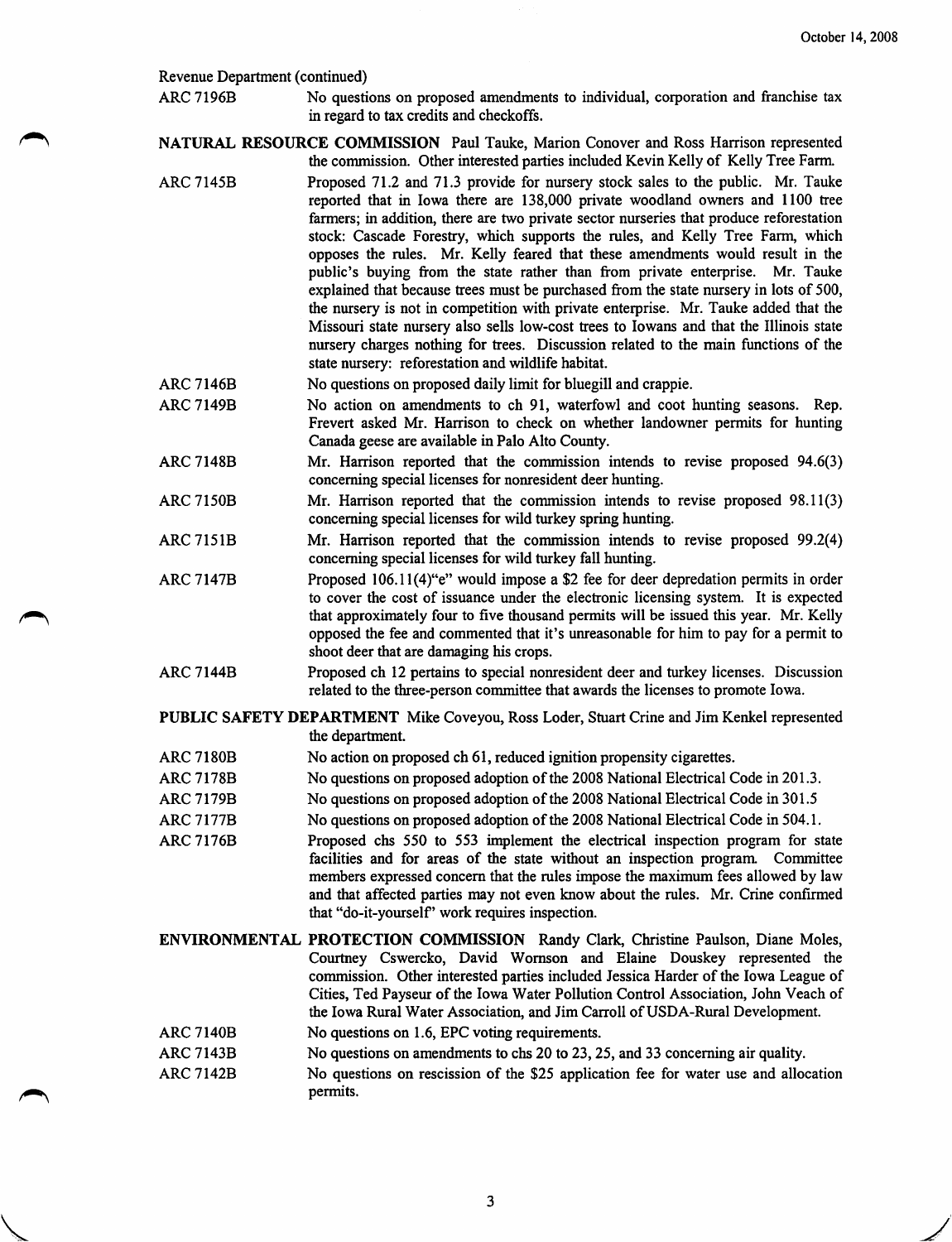Revenue Department (continued)

ARC 7196B — No questions on proposed amendments to individual, corporation and franchise tax in regard to tax credits and checkoffs.

**NATURAL RESOURCE COMMISSION** Paul Tauke, Marion Conover and Ross Harrison represented the commission. Other interested parties included Kevin Kelly of Kelly Tree Farm.

ARC 7145B — Proposed 71.2 and 71.3 provide for nursery stock sales to the public. Mr. Tauke reported that in Iowa there are 138,000 private woodland owners and 1100 tree farmers; in addition, there are two private sector nurseries that produce reforestation stock: Cascade Forestry, which supports the rules, and Kelly Tree Farm, which opposes the rules. Mr. Kelly feared that these amendments would result in the public's buying from the state rather than from private enterprise. Mr. Tauke explained that because trees must be purchased from the state nursery in lots of 500, the nursery is not in competition with private enterprise. Mr. Tauke added that the Missouri state nursery also sells low-cost trees to Iowans and that the Illinois state nursery charges nothing for trees. Discussion related to the main functions of the state nursery: reforestation and wildlife habitat.

ARC 7146B — No questions on proposed daily limit for bluegill and crappie.

ARC 7149B — No action on amendments to ch 91, waterfowl and coot hunting seasons. Rep. Frevert asked Mr. Harrison to check on whether landowner permits for hunting Canada geese are available in Palo Alto County.

ARC 7148B — Mr. Harrison reported that the commission intends to revise proposed 94.6(3) concerning special licenses for nonresident deer hunting.

ARC 7150B — Mr. Harrison reported that the commission intends to revise proposed 98.11(3) concerning special licenses for wild turkey spring hunting.

ARC 7151B — Mr. Harrison reported that the commission intends to revise proposed 99.2(4) concerning special licenses for wild turkey fall hunting.

ARC 7147B — Proposed 106.11(4)"e" would impose a $2 fee for deer depredation permits in order to cover the cost of issuance under the electronic licensing system. It is expected that approximately four to five thousand permits will be issued this year. Mr. Kelly opposed the fee and commented that it's unreasonable for him to pay for a permit to shoot deer that are damaging his crops.

ARC 7144B — Proposed ch 12 pertains to special nonresident deer and turkey licenses. Discussion related to the three-person committee that awards the licenses to promote Iowa.

**PUBLIC SAFETY DEPARTMENT** Mike Coveyou, Ross Loder, Stuart Crine and Jim Kenkel represented the department.

ARC 7180B — No action on proposed ch 61, reduced ignition propensity cigarettes.

ARC 7178B — No questions on proposed adoption of the 2008 National Electrical Code in 201.3.

ARC 7179B — No questions on proposed adoption of the 2008 National Electrical Code in 301.5

ARC 7177B — No questions on proposed adoption of the 2008 National Electrical Code in 504.1.

ARC 7176B — Proposed chs 550 to 553 implement the electrical inspection program for state facilities and for areas of the state without an inspection program. Committee members expressed concern that the rules impose the maximum fees allowed by law and that affected parties may not even know about the rules. Mr. Crine confirmed that "do-it-yourself" work requires inspection.

**ENVIRONMENTAL PROTECTION COMMISSION** Randy Clark, Christine Paulson, Diane Moles, Courtney Cswercko, David Wornson and Elaine Douskey represented the commission. Other interested parties included Jessica Harder of the Iowa League of Cities, Ted Payseur of the Iowa Water Pollution Control Association, John Veach of the Iowa Rural Water Association, and Jim Carroll of USDA-Rural Development.

ARC 7140B — No questions on 1.6, EPC voting requirements.

ARC 7143B — No questions on amendments to chs 20 to 23, 25, and 33 concerning air quality.

ARC 7142B — No questions on rescission of the $25 application fee for water use and allocation permits.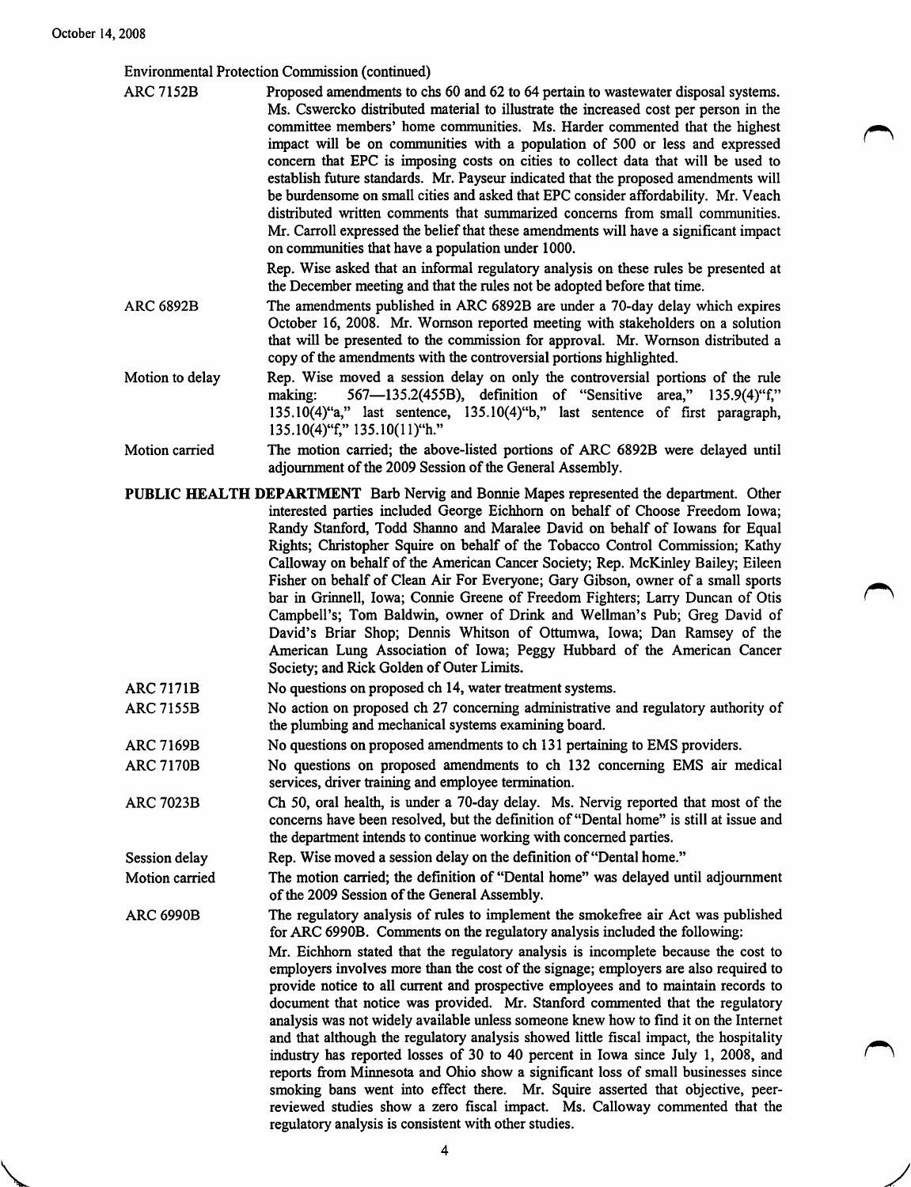Environmental Protection Commission (continued)

**ARC 7152B** — Proposed amendments to chs 60 and 62 to 64 pertain to wastewater disposal systems. Ms. Cswercko distributed material to illustrate the increased cost per person in the committee members' home communities. Ms. Harder commented that the highest impact will be on communities with a population of 500 or less and expressed concern that EPC is imposing costs on cities to collect data that will be used to establish future standards. Mr. Payseur indicated that the proposed amendments will be burdensome on small cities and asked that EPC consider affordability. Mr. Veach distributed written comments that summarized concerns from small communities. Mr. Carroll expressed the belief that these amendments will have a significant impact on communities that have a population under 1000.

Rep. Wise asked that an informal regulatory analysis on these rules be presented at the December meeting and that the rules not be adopted before that time.

**ARC 6892B** — The amendments published in ARC 6892B are under a 70-day delay which expires October 16, 2008. Mr. Wornson reported meeting with stakeholders on a solution that will be presented to the commission for approval. Mr. Wornson distributed a copy of the amendments with the controversial portions highlighted.

**Motion to delay** — Rep. Wise moved a session delay on only the controversial portions of the rule making: 567—135.2(455B), definition of "Sensitive area," 135.9(4)"f," 135.10(4)"a," last sentence, 135.10(4)"b," last sentence of first paragraph, 135.10(4)"f," 135.10(11)"h."

**Motion carried** — The motion carried; the above-listed portions of ARC 6892B were delayed until adjournment of the 2009 Session of the General Assembly.

**PUBLIC HEALTH DEPARTMENT** Barb Nervig and Bonnie Mapes represented the department. Other interested parties included George Eichhorn on behalf of Choose Freedom Iowa; Randy Stanford, Todd Shanno and Maralee David on behalf of Iowans for Equal Rights; Christopher Squire on behalf of the Tobacco Control Commission; Kathy Calloway on behalf of the American Cancer Society; Rep. McKinley Bailey; Eileen Fisher on behalf of Clean Air For Everyone; Gary Gibson, owner of a small sports bar in Grinnell, Iowa; Connie Greene of Freedom Fighters; Larry Duncan of Otis Campbell's; Tom Baldwin, owner of Drink and Wellman's Pub; Greg David of David's Briar Shop; Dennis Whitson of Ottumwa, Iowa; Dan Ramsey of the American Lung Association of Iowa; Peggy Hubbard of the American Cancer Society; and Rick Golden of Outer Limits.

**ARC 7171B** — No questions on proposed ch 14, water treatment systems.

**ARC 7155B** — No action on proposed ch 27 concerning administrative and regulatory authority of the plumbing and mechanical systems examining board.

**ARC 7169B** — No questions on proposed amendments to ch 131 pertaining to EMS providers.

**ARC 7170B** — No questions on proposed amendments to ch 132 concerning EMS air medical services, driver training and employee termination.

**ARC 7023B** — Ch 50, oral health, is under a 70-day delay. Ms. Nervig reported that most of the concerns have been resolved, but the definition of "Dental home" is still at issue and the department intends to continue working with concerned parties.

**Session delay** — Rep. Wise moved a session delay on the definition of "Dental home."

**Motion carried** — The motion carried; the definition of "Dental home" was delayed until adjournment of the 2009 Session of the General Assembly.

**ARC 6990B** — The regulatory analysis of rules to implement the smokefree air Act was published for ARC 6990B. Comments on the regulatory analysis included the following:

Mr. Eichhorn stated that the regulatory analysis is incomplete because the cost to employers involves more than the cost of the signage; employers are also required to provide notice to all current and prospective employees and to maintain records to document that notice was provided. Mr. Stanford commented that the regulatory analysis was not widely available unless someone knew how to find it on the Internet and that although the regulatory analysis showed little fiscal impact, the hospitality industry has reported losses of 30 to 40 percent in Iowa since July 1, 2008, and reports from Minnesota and Ohio show a significant loss of small businesses since smoking bans went into effect there. Mr. Squire asserted that objective, peer-reviewed studies show a zero fiscal impact. Ms. Calloway commented that the regulatory analysis is consistent with other studies.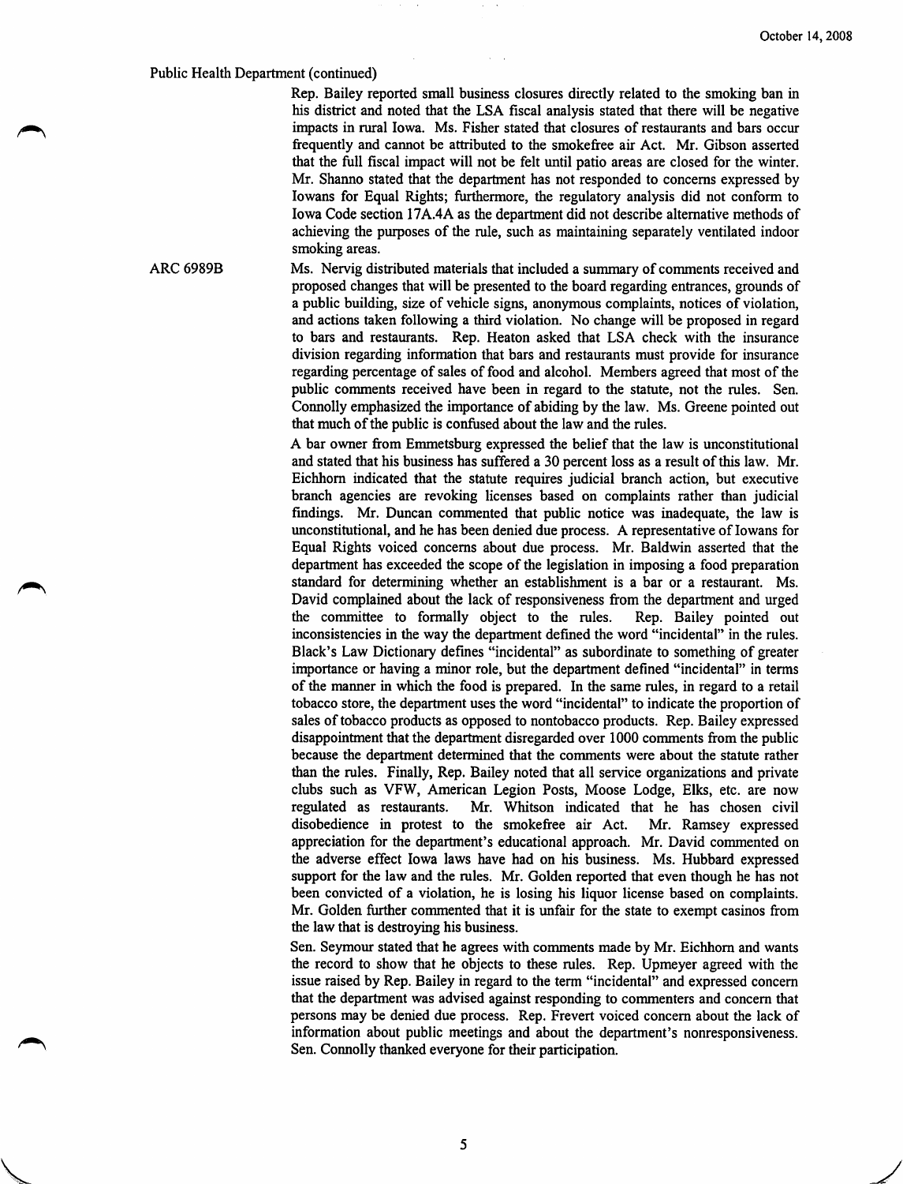Public Health Department (continued)

Rep. Bailey reported small business closures directly related to the smoking ban in his district and noted that the LSA fiscal analysis stated that there will be negative impacts in rural Iowa. Ms. Fisher stated that closures of restaurants and bars occur frequently and cannot be attributed to the smokefree air Act. Mr. Gibson asserted that the full fiscal impact will not be felt until patio areas are closed for the winter. Mr. Shanno stated that the department has not responded to concerns expressed by Iowans for Equal Rights; furthermore, the regulatory analysis did not conform to Iowa Code section 17A.4A as the department did not describe alternative methods of achieving the purposes of the rule, such as maintaining separately ventilated indoor smoking areas.

ARC 6989B

Ms. Nervig distributed materials that included a summary of comments received and proposed changes that will be presented to the board regarding entrances, grounds of a public building, size of vehicle signs, anonymous complaints, notices of violation, and actions taken following a third violation. No change will be proposed in regard to bars and restaurants. Rep. Heaton asked that LSA check with the insurance division regarding information that bars and restaurants must provide for insurance regarding percentage of sales of food and alcohol. Members agreed that most of the public comments received have been in regard to the statute, not the rules. Sen. Connolly emphasized the importance of abiding by the law. Ms. Greene pointed out that much of the public is confused about the law and the rules.

A bar owner from Emmetsburg expressed the belief that the law is unconstitutional and stated that his business has suffered a 30 percent loss as a result of this law. Mr. Eichhorn indicated that the statute requires judicial branch action, but executive branch agencies are revoking licenses based on complaints rather than judicial findings. Mr. Duncan commented that public notice was inadequate, the law is unconstitutional, and he has been denied due process. A representative of Iowans for Equal Rights voiced concerns about due process. Mr. Baldwin asserted that the department has exceeded the scope of the legislation in imposing a food preparation standard for determining whether an establishment is a bar or a restaurant. Ms. David complained about the lack of responsiveness from the department and urged the committee to formally object to the rules. Rep. Bailey pointed out inconsistencies in the way the department defined the word "incidental" in the rules. Black's Law Dictionary defines "incidental" as subordinate to something of greater importance or having a minor role, but the department defined "incidental" in terms of the manner in which the food is prepared. In the same rules, in regard to a retail tobacco store, the department uses the word "incidental" to indicate the proportion of sales of tobacco products as opposed to nontobacco products. Rep. Bailey expressed disappointment that the department disregarded over 1000 comments from the public because the department determined that the comments were about the statute rather than the rules. Finally, Rep. Bailey noted that all service organizations and private clubs such as VFW, American Legion Posts, Moose Lodge, Elks, etc. are now regulated as restaurants. Mr. Whitson indicated that he has chosen civil disobedience in protest to the smokefree air Act. Mr. Ramsey expressed appreciation for the department's educational approach. Mr. David commented on the adverse effect Iowa laws have had on his business. Ms. Hubbard expressed support for the law and the rules. Mr. Golden reported that even though he has not been convicted of a violation, he is losing his liquor license based on complaints. Mr. Golden further commented that it is unfair for the state to exempt casinos from the law that is destroying his business.

Sen. Seymour stated that he agrees with comments made by Mr. Eichhorn and wants the record to show that he objects to these rules. Rep. Upmeyer agreed with the issue raised by Rep. Bailey in regard to the term "incidental" and expressed concern that the department was advised against responding to commenters and concern that persons may be denied due process. Rep. Frevert voiced concern about the lack of information about public meetings and about the department's nonresponsiveness. Sen. Connolly thanked everyone for their participation.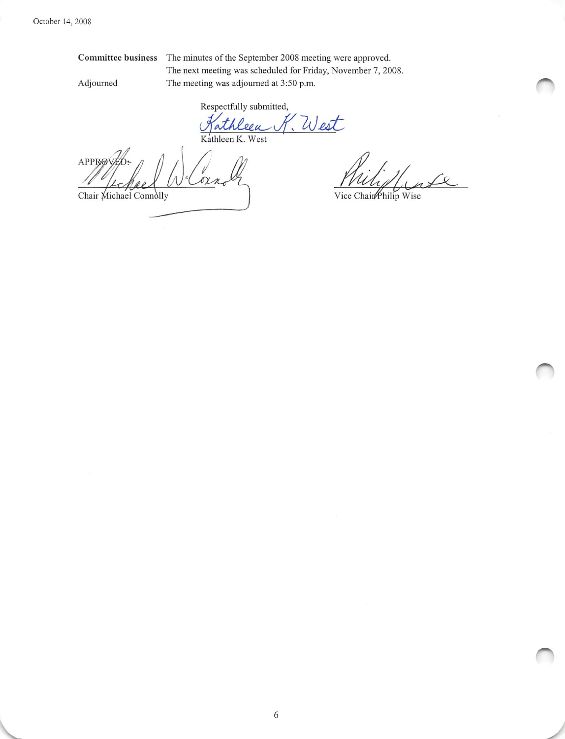| | |
|---|---|
| **Committee business** | The minutes of the September 2008 meeting were approved. The next meeting was scheduled for Friday, November 7, 2008. |
| Adjourned | The meeting was adjourned at 3:50 p.m. |

Respectfully submitted,

Kathleen K. West

APPROVED:

Chair Michael Connolly

Vice Chair Philip Wise